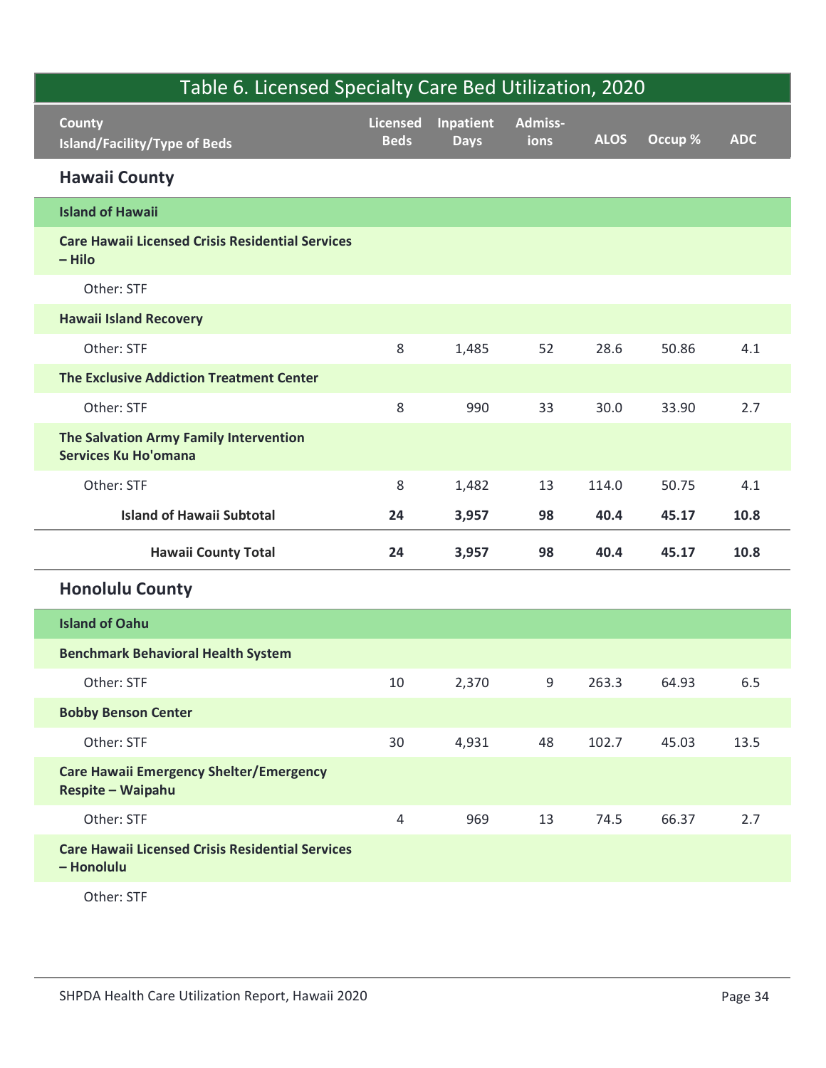## Table 6. Licensed Specialty Care Bed Utilization, 2020

| County<br>Island/Facility/Type of Beds | Licensed Beds | Inpatient Days | Admiss-ions | ALOS | Occup % | ADC |
|---|---|---|---|---|---|---|
| **Hawaii County** | | | | | | |
| **Island of Hawaii** | | | | | | |
| **Care Hawaii Licensed Crisis Residential Services – Hilo** | | | | | | |
| Other: STF | | | | | | |
| **Hawaii Island Recovery** | | | | | | |
| Other: STF | 8 | 1,485 | 52 | 28.6 | 50.86 | 4.1 |
| **The Exclusive Addiction Treatment Center** | | | | | | |
| Other: STF | 8 | 990 | 33 | 30.0 | 33.90 | 2.7 |
| **The Salvation Army Family Intervention Services Ku Ho'omana** | | | | | | |
| Other: STF | 8 | 1,482 | 13 | 114.0 | 50.75 | 4.1 |
| **Island of Hawaii Subtotal** | **24** | **3,957** | **98** | **40.4** | **45.17** | **10.8** |
| **Hawaii County Total** | **24** | **3,957** | **98** | **40.4** | **45.17** | **10.8** |
| **Honolulu County** | | | | | | |
| **Island of Oahu** | | | | | | |
| **Benchmark Behavioral Health System** | | | | | | |
| Other: STF | 10 | 2,370 | 9 | 263.3 | 64.93 | 6.5 |
| **Bobby Benson Center** | | | | | | |
| Other: STF | 30 | 4,931 | 48 | 102.7 | 45.03 | 13.5 |
| **Care Hawaii Emergency Shelter/Emergency Respite – Waipahu** | | | | | | |
| Other: STF | 4 | 969 | 13 | 74.5 | 66.37 | 2.7 |
| **Care Hawaii Licensed Crisis Residential Services – Honolulu** | | | | | | |
| Other: STF | | | | | | |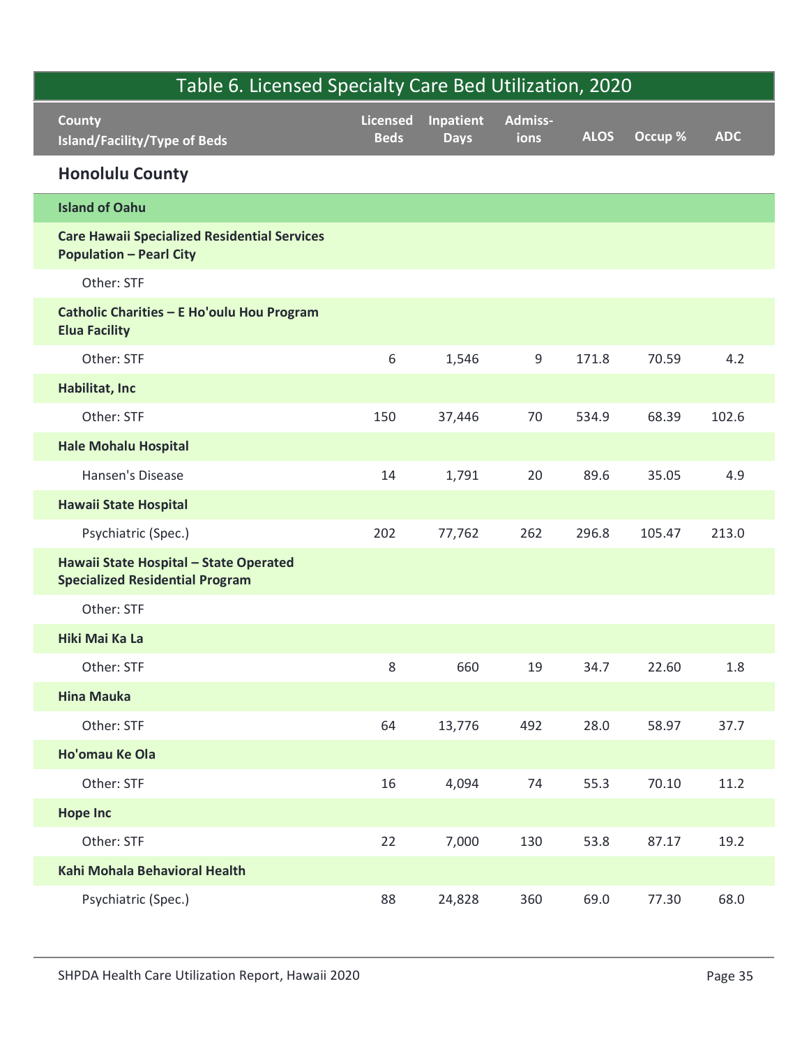## Table 6. Licensed Specialty Care Bed Utilization, 2020

| County<br>Island/Facility/Type of Beds | Licensed Beds | Inpatient Days | Admiss-ions | ALOS | Occup % | ADC |
|---|---|---|---|---|---|---|
| **Honolulu County** | | | | | | |
| **Island of Oahu** | | | | | | |
| **Care Hawaii Specialized Residential Services Population – Pearl City** | | | | | | |
| Other: STF | | | | | | |
| **Catholic Charities – E Ho'oulu Hou Program Elua Facility** | | | | | | |
| Other: STF | 6 | 1,546 | 9 | 171.8 | 70.59 | 4.2 |
| **Habilitat, Inc** | | | | | | |
| Other: STF | 150 | 37,446 | 70 | 534.9 | 68.39 | 102.6 |
| **Hale Mohalu Hospital** | | | | | | |
| Hansen's Disease | 14 | 1,791 | 20 | 89.6 | 35.05 | 4.9 |
| **Hawaii State Hospital** | | | | | | |
| Psychiatric (Spec.) | 202 | 77,762 | 262 | 296.8 | 105.47 | 213.0 |
| **Hawaii State Hospital – State Operated Specialized Residential Program** | | | | | | |
| Other: STF | | | | | | |
| **Hiki Mai Ka La** | | | | | | |
| Other: STF | 8 | 660 | 19 | 34.7 | 22.60 | 1.8 |
| **Hina Mauka** | | | | | | |
| Other: STF | 64 | 13,776 | 492 | 28.0 | 58.97 | 37.7 |
| **Ho'omau Ke Ola** | | | | | | |
| Other: STF | 16 | 4,094 | 74 | 55.3 | 70.10 | 11.2 |
| **Hope Inc** | | | | | | |
| Other: STF | 22 | 7,000 | 130 | 53.8 | 87.17 | 19.2 |
| **Kahi Mohala Behavioral Health** | | | | | | |
| Psychiatric (Spec.) | 88 | 24,828 | 360 | 69.0 | 77.30 | 68.0 |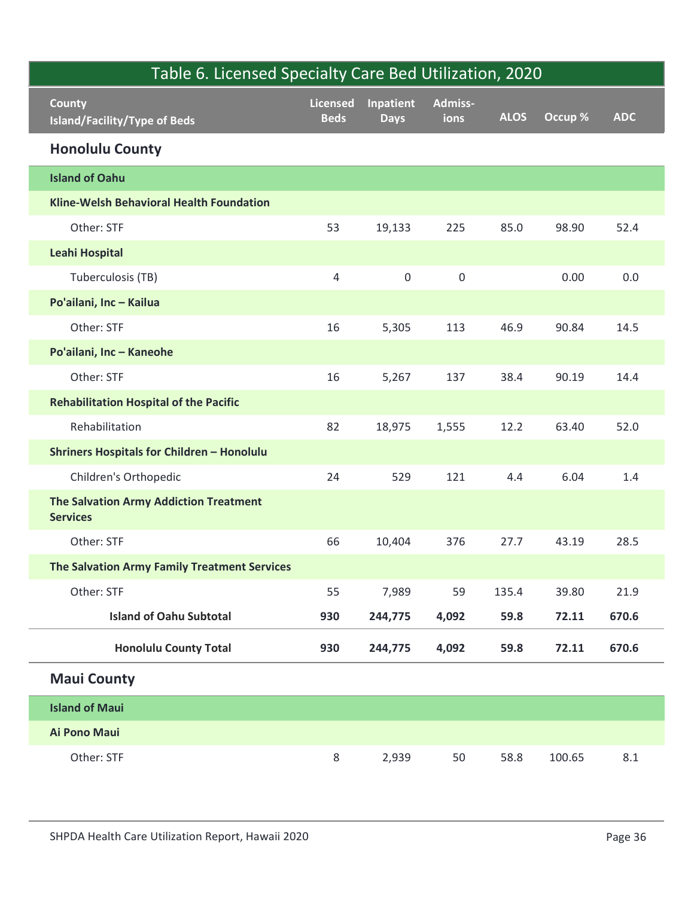| Table 6. Licensed Specialty Care Bed Utilization, 2020 | | | | | | |
|---|---|---|---|---|---|---|
| **County**<br>**Island/Facility/Type of Beds** | **Licensed Beds** | **Inpatient Days** | **Admiss-ions** | **ALOS** | **Occup %** | **ADC** |
| **Honolulu County** | | | | | | |
| **Island of Oahu** | | | | | | |
| **Kline-Welsh Behavioral Health Foundation** | | | | | | |
| Other: STF | 53 | 19,133 | 225 | 85.0 | 98.90 | 52.4 |
| **Leahi Hospital** | | | | | | |
| Tuberculosis (TB) | 4 | 0 | 0 | | 0.00 | 0.0 |
| **Po'ailani, Inc – Kailua** | | | | | | |
| Other: STF | 16 | 5,305 | 113 | 46.9 | 90.84 | 14.5 |
| **Po'ailani, Inc – Kaneohe** | | | | | | |
| Other: STF | 16 | 5,267 | 137 | 38.4 | 90.19 | 14.4 |
| **Rehabilitation Hospital of the Pacific** | | | | | | |
| Rehabilitation | 82 | 18,975 | 1,555 | 12.2 | 63.40 | 52.0 |
| **Shriners Hospitals for Children – Honolulu** | | | | | | |
| Children's Orthopedic | 24 | 529 | 121 | 4.4 | 6.04 | 1.4 |
| **The Salvation Army Addiction Treatment Services** | | | | | | |
| Other: STF | 66 | 10,404 | 376 | 27.7 | 43.19 | 28.5 |
| **The Salvation Army Family Treatment Services** | | | | | | |
| Other: STF | 55 | 7,989 | 59 | 135.4 | 39.80 | 21.9 |
| **Island of Oahu Subtotal** | **930** | **244,775** | **4,092** | **59.8** | **72.11** | **670.6** |
| **Honolulu County Total** | **930** | **244,775** | **4,092** | **59.8** | **72.11** | **670.6** |
| **Maui County** | | | | | | |
| **Island of Maui** | | | | | | |
| **Ai Pono Maui** | | | | | | |
| Other: STF | 8 | 2,939 | 50 | 58.8 | 100.65 | 8.1 |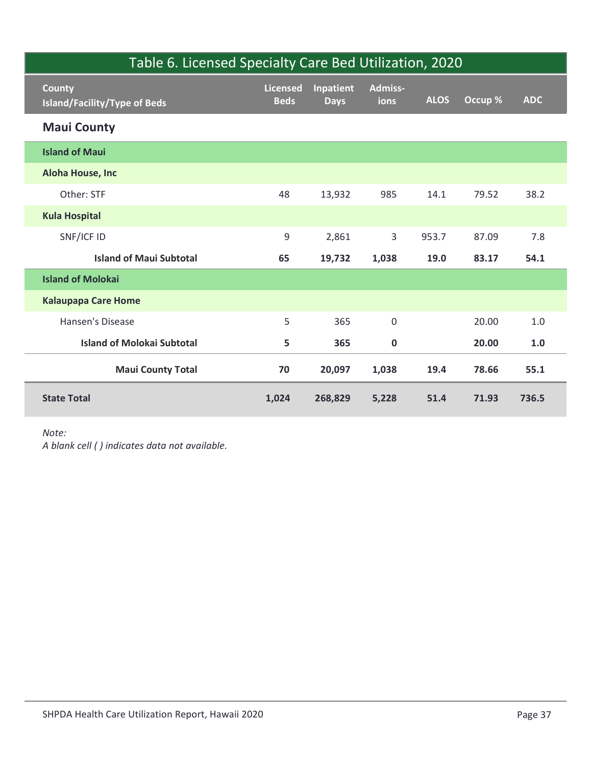## Table 6. Licensed Specialty Care Bed Utilization, 2020

| County<br>Island/Facility/Type of Beds | Licensed Beds | Inpatient Days | Admiss-ions | ALOS | Occup % | ADC |
|---|---|---|---|---|---|---|
| **Maui County** | | | | | | |
| **Island of Maui** | | | | | | |
| **Aloha House, Inc** | | | | | | |
| Other: STF | 48 | 13,932 | 985 | 14.1 | 79.52 | 38.2 |
| **Kula Hospital** | | | | | | |
| SNF/ICF ID | 9 | 2,861 | 3 | 953.7 | 87.09 | 7.8 |
| **Island of Maui Subtotal** | **65** | **19,732** | **1,038** | **19.0** | **83.17** | **54.1** |
| **Island of Molokai** | | | | | | |
| **Kalaupapa Care Home** | | | | | | |
| Hansen's Disease | 5 | 365 | 0 | | 20.00 | 1.0 |
| **Island of Molokai Subtotal** | **5** | **365** | **0** | | **20.00** | **1.0** |
| **Maui County Total** | **70** | **20,097** | **1,038** | **19.4** | **78.66** | **55.1** |
| **State Total** | **1,024** | **268,829** | **5,228** | **51.4** | **71.93** | **736.5** |

*Note:*
*A blank cell ( ) indicates data not available.*